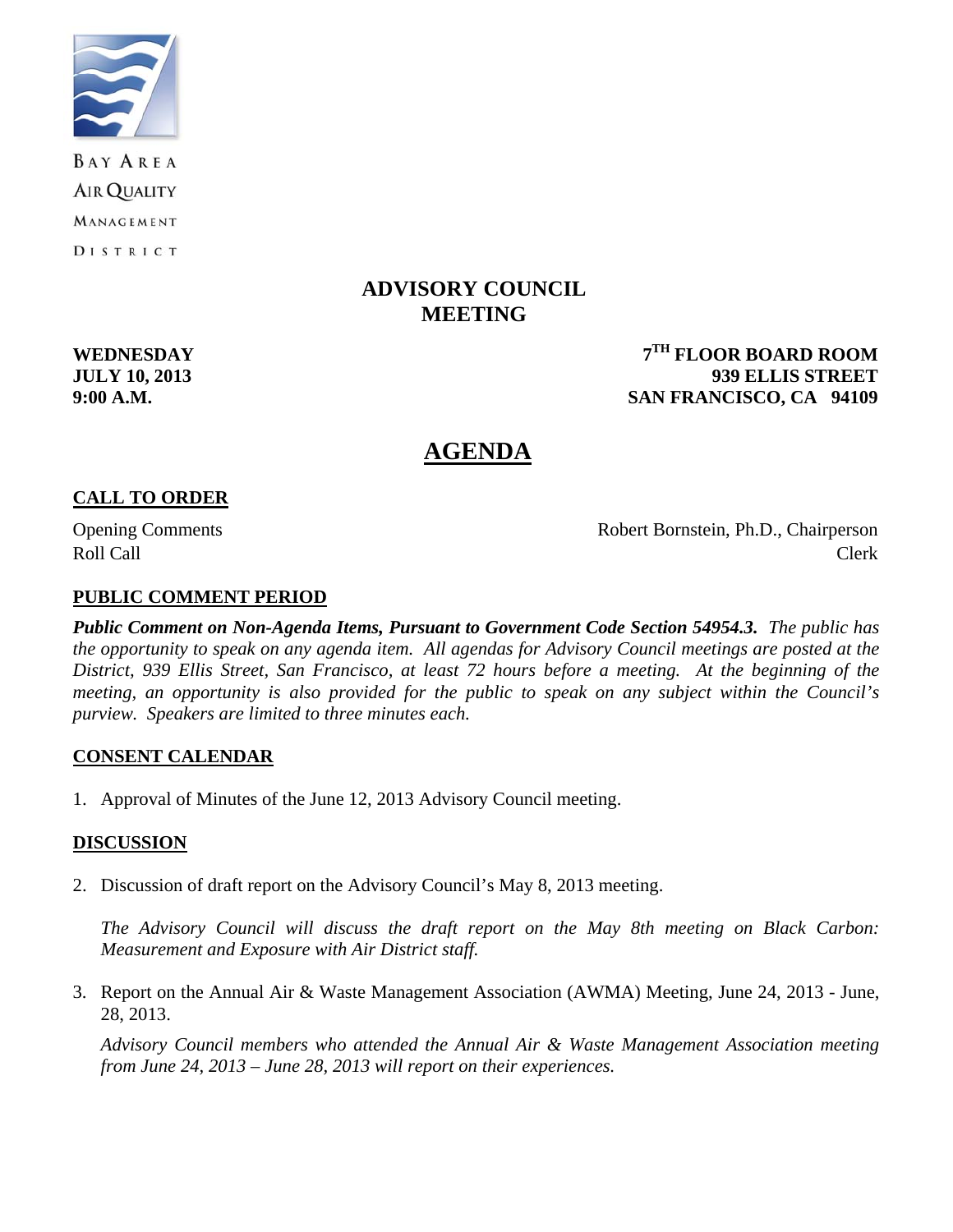BAY AREA
AIR QUALITY
MANAGEMENT
DISTRICT

# ADVISORY COUNCIL MEETING

**WEDNESDAY**
**JULY 10, 2013**
**9:00 A.M.**

**7TH FLOOR BOARD ROOM**
**939 ELLIS STREET**
**SAN FRANCISCO, CA 94109**

# AGENDA

## CALL TO ORDER

Opening Comments — Robert Bornstein, Ph.D., Chairperson

Roll Call — Clerk

## PUBLIC COMMENT PERIOD

***Public Comment on Non-Agenda Items, Pursuant to Government Code Section 54954.3.*** *The public has the opportunity to speak on any agenda item. All agendas for Advisory Council meetings are posted at the District, 939 Ellis Street, San Francisco, at least 72 hours before a meeting. At the beginning of the meeting, an opportunity is also provided for the public to speak on any subject within the Council's purview. Speakers are limited to three minutes each.*

## CONSENT CALENDAR

1. Approval of Minutes of the June 12, 2013 Advisory Council meeting.

## DISCUSSION

2. Discussion of draft report on the Advisory Council's May 8, 2013 meeting.

   *The Advisory Council will discuss the draft report on the May 8th meeting on Black Carbon: Measurement and Exposure with Air District staff.*

3. Report on the Annual Air & Waste Management Association (AWMA) Meeting, June 24, 2013 - June, 28, 2013.

   *Advisory Council members who attended the Annual Air & Waste Management Association meeting from June 24, 2013 – June 28, 2013 will report on their experiences.*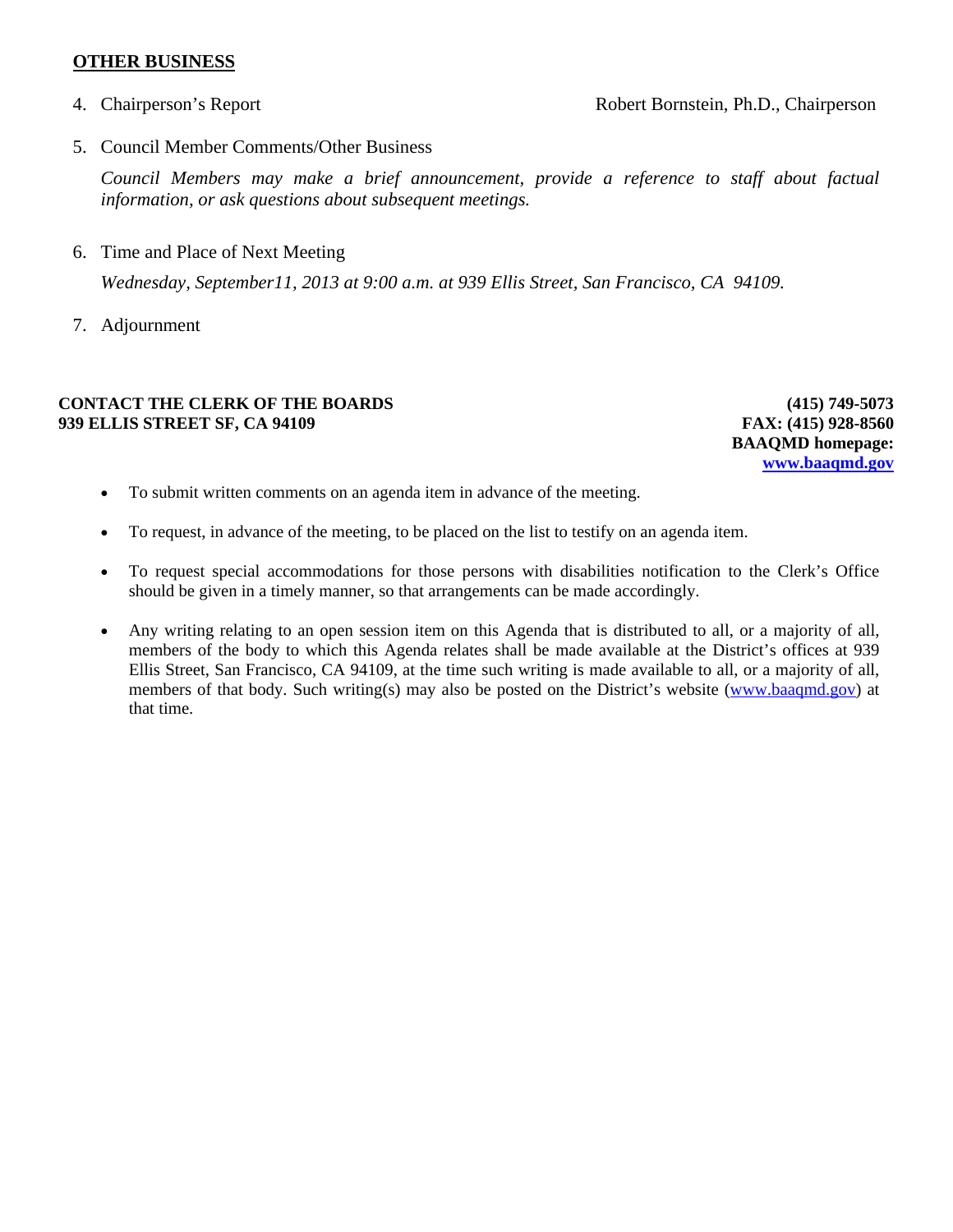**OTHER BUSINESS**

4. Chairperson's Report — Robert Bornstein, Ph.D., Chairperson

5. Council Member Comments/Other Business

   *Council Members may make a brief announcement, provide a reference to staff about factual information, or ask questions about subsequent meetings.*

6. Time and Place of Next Meeting

   *Wednesday, September11, 2013 at 9:00 a.m. at 939 Ellis Street, San Francisco, CA 94109.*

7. Adjournment

**CONTACT THE CLERK OF THE BOARDS**
**939 ELLIS STREET SF, CA 94109**

**(415) 749-5073**
**FAX: (415) 928-8560**
**BAAQMD homepage:**
**www.baaqmd.gov**

- To submit written comments on an agenda item in advance of the meeting.
- To request, in advance of the meeting, to be placed on the list to testify on an agenda item.
- To request special accommodations for those persons with disabilities notification to the Clerk's Office should be given in a timely manner, so that arrangements can be made accordingly.
- Any writing relating to an open session item on this Agenda that is distributed to all, or a majority of all, members of the body to which this Agenda relates shall be made available at the District's offices at 939 Ellis Street, San Francisco, CA 94109, at the time such writing is made available to all, or a majority of all, members of that body. Such writing(s) may also be posted on the District's website (www.baaqmd.gov) at that time.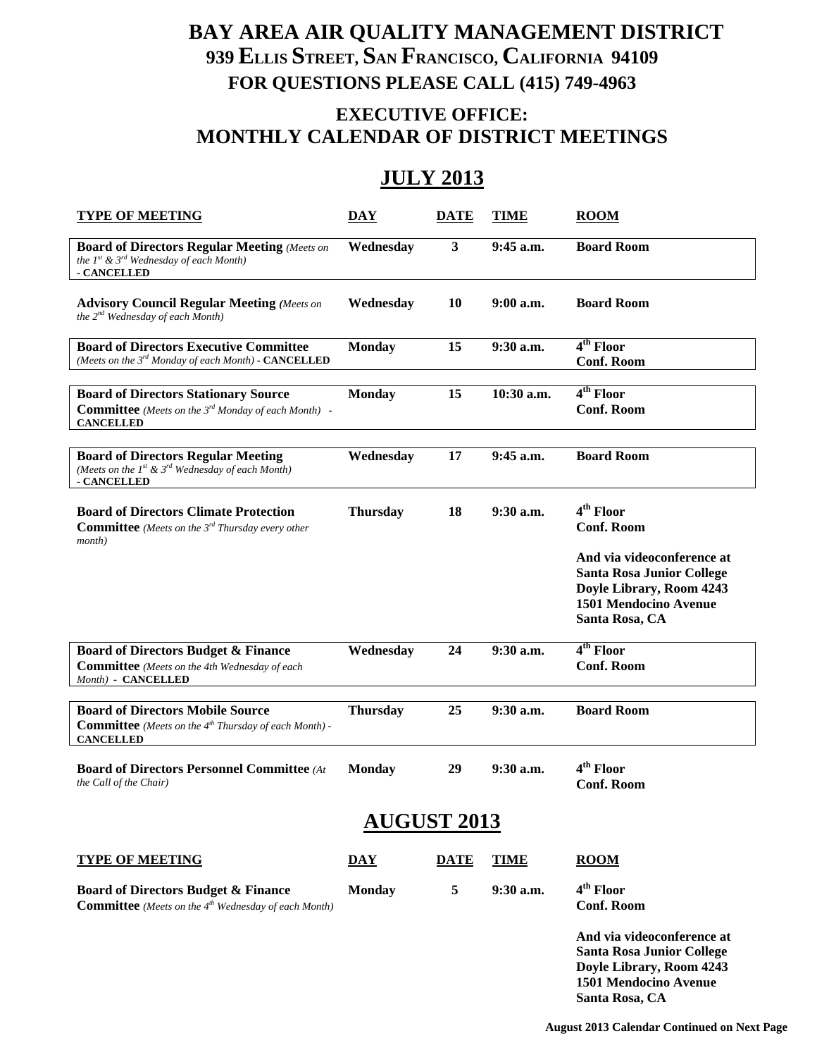# BAY AREA AIR QUALITY MANAGEMENT DISTRICT

## 939 ELLIS STREET, SAN FRANCISCO, CALIFORNIA 94109

## FOR QUESTIONS PLEASE CALL (415) 749-4963

## EXECUTIVE OFFICE: MONTHLY CALENDAR OF DISTRICT MEETINGS

## JULY 2013

| TYPE OF MEETING | DAY | DATE | TIME | ROOM |
|---|---|---|---|---|
| **Board of Directors Regular Meeting** *(Meets on the 1st & 3rd Wednesday of each Month)* **- CANCELLED** | Wednesday | 3 | 9:45 a.m. | Board Room |
| **Advisory Council Regular Meeting** *(Meets on the 2nd Wednesday of each Month)* | Wednesday | 10 | 9:00 a.m. | Board Room |
| **Board of Directors Executive Committee** *(Meets on the 3rd Monday of each Month)* **- CANCELLED** | Monday | 15 | 9:30 a.m. | 4th Floor Conf. Room |
| **Board of Directors Stationary Source Committee** *(Meets on the 3rd Monday of each Month)* **- CANCELLED** | Monday | 15 | 10:30 a.m. | 4th Floor Conf. Room |
| **Board of Directors Regular Meeting** *(Meets on the 1st & 3rd Wednesday of each Month)* **- CANCELLED** | Wednesday | 17 | 9:45 a.m. | Board Room |
| **Board of Directors Climate Protection Committee** *(Meets on the 3rd Thursday every other month)* | Thursday | 18 | 9:30 a.m. | 4th Floor Conf. Room<br><br>And via videoconference at Santa Rosa Junior College Doyle Library, Room 4243 1501 Mendocino Avenue Santa Rosa, CA |
| **Board of Directors Budget & Finance Committee** *(Meets on the 4th Wednesday of each Month)* **- CANCELLED** | Wednesday | 24 | 9:30 a.m. | 4th Floor Conf. Room |
| **Board of Directors Mobile Source Committee** *(Meets on the 4th Thursday of each Month)* **- CANCELLED** | Thursday | 25 | 9:30 a.m. | Board Room |
| **Board of Directors Personnel Committee** *(At the Call of the Chair)* | Monday | 29 | 9:30 a.m. | 4th Floor Conf. Room |

## AUGUST 2013

| TYPE OF MEETING | DAY | DATE | TIME | ROOM |
|---|---|---|---|---|
| **Board of Directors Budget & Finance Committee** *(Meets on the 4th Wednesday of each Month)* | Monday | 5 | 9:30 a.m. | 4th Floor Conf. Room<br><br>And via videoconference at Santa Rosa Junior College Doyle Library, Room 4243 1501 Mendocino Avenue Santa Rosa, CA |

**August 2013 Calendar Continued on Next Page**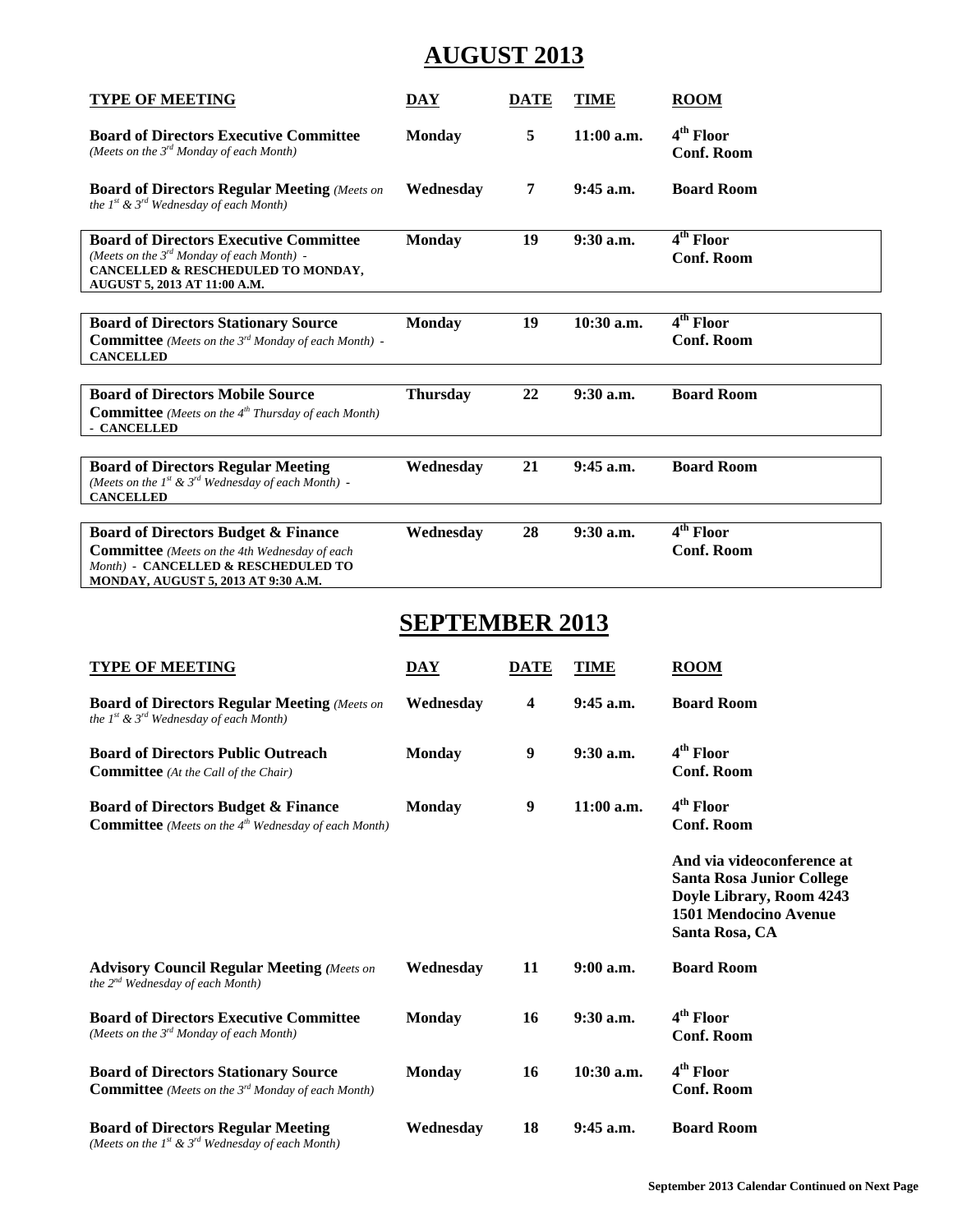# AUGUST 2013

| TYPE OF MEETING | DAY | DATE | TIME | ROOM |
|---|---|---|---|---|
| **Board of Directors Executive Committee** *(Meets on the 3rd Monday of each Month)* | **Monday** | **5** | **11:00 a.m.** | **4th Floor Conf. Room** |
| **Board of Directors Regular Meeting** *(Meets on the 1st & 3rd Wednesday of each Month)* | **Wednesday** | **7** | **9:45 a.m.** | **Board Room** |
| **Board of Directors Executive Committee** *(Meets on the 3rd Monday of each Month)* - **CANCELLED & RESCHEDULED TO MONDAY, AUGUST 5, 2013 AT 11:00 A.M.** | **Monday** | **19** | **9:30 a.m.** | **4th Floor Conf. Room** |
| **Board of Directors Stationary Source Committee** *(Meets on the 3rd Monday of each Month)* - **CANCELLED** | **Monday** | **19** | **10:30 a.m.** | **4th Floor Conf. Room** |
| **Board of Directors Mobile Source Committee** *(Meets on the 4th Thursday of each Month)* - **CANCELLED** | **Thursday** | **22** | **9:30 a.m.** | **Board Room** |
| **Board of Directors Regular Meeting** *(Meets on the 1st & 3rd Wednesday of each Month)* - **CANCELLED** | **Wednesday** | **21** | **9:45 a.m.** | **Board Room** |
| **Board of Directors Budget & Finance Committee** *(Meets on the 4th Wednesday of each Month)* - **CANCELLED & RESCHEDULED TO MONDAY, AUGUST 5, 2013 AT 9:30 A.M.** | **Wednesday** | **28** | **9:30 a.m.** | **4th Floor Conf. Room** |

# SEPTEMBER 2013

| TYPE OF MEETING | DAY | DATE | TIME | ROOM |
|---|---|---|---|---|
| **Board of Directors Regular Meeting** *(Meets on the 1st & 3rd Wednesday of each Month)* | **Wednesday** | **4** | **9:45 a.m.** | **Board Room** |
| **Board of Directors Public Outreach Committee** *(At the Call of the Chair)* | **Monday** | **9** | **9:30 a.m.** | **4th Floor Conf. Room** |
| **Board of Directors Budget & Finance Committee** *(Meets on the 4th Wednesday of each Month)* | **Monday** | **9** | **11:00 a.m.** | **4th Floor Conf. Room** **And via videoconference at Santa Rosa Junior College Doyle Library, Room 4243 1501 Mendocino Avenue Santa Rosa, CA** |
| **Advisory Council Regular Meeting** *(Meets on the 2nd Wednesday of each Month)* | **Wednesday** | **11** | **9:00 a.m.** | **Board Room** |
| **Board of Directors Executive Committee** *(Meets on the 3rd Monday of each Month)* | **Monday** | **16** | **9:30 a.m.** | **4th Floor Conf. Room** |
| **Board of Directors Stationary Source Committee** *(Meets on the 3rd Monday of each Month)* | **Monday** | **16** | **10:30 a.m.** | **4th Floor Conf. Room** |
| **Board of Directors Regular Meeting** *(Meets on the 1st & 3rd Wednesday of each Month)* | **Wednesday** | **18** | **9:45 a.m.** | **Board Room** |

**September 2013 Calendar Continued on Next Page**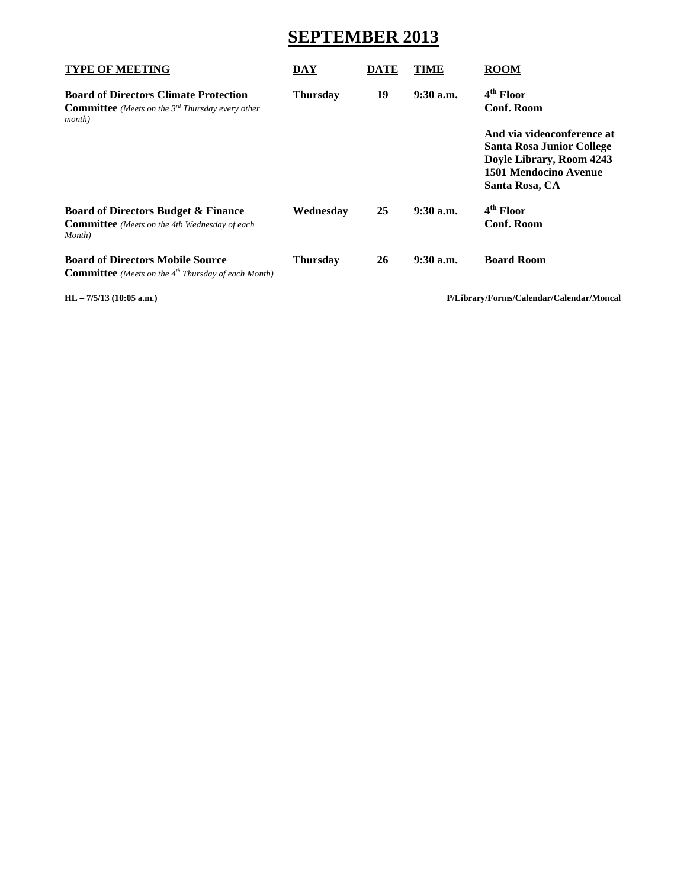# SEPTEMBER 2013

| TYPE OF MEETING | DAY | DATE | TIME | ROOM |
|---|---|---|---|---|
| **Board of Directors Climate Protection Committee** *(Meets on the 3rd Thursday every other month)* | **Thursday** | **19** | **9:30 a.m.** | **4th Floor Conf. Room**<br><br>**And via videoconference at Santa Rosa Junior College Doyle Library, Room 4243 1501 Mendocino Avenue Santa Rosa, CA** |
| **Board of Directors Budget & Finance Committee** *(Meets on the 4th Wednesday of each Month)* | **Wednesday** | **25** | **9:30 a.m.** | **4th Floor Conf. Room** |
| **Board of Directors Mobile Source Committee** *(Meets on the 4th Thursday of each Month)* | **Thursday** | **26** | **9:30 a.m.** | **Board Room** |

**HL – 7/5/13 (10:05 a.m.)** **P/Library/Forms/Calendar/Calendar/Moncal**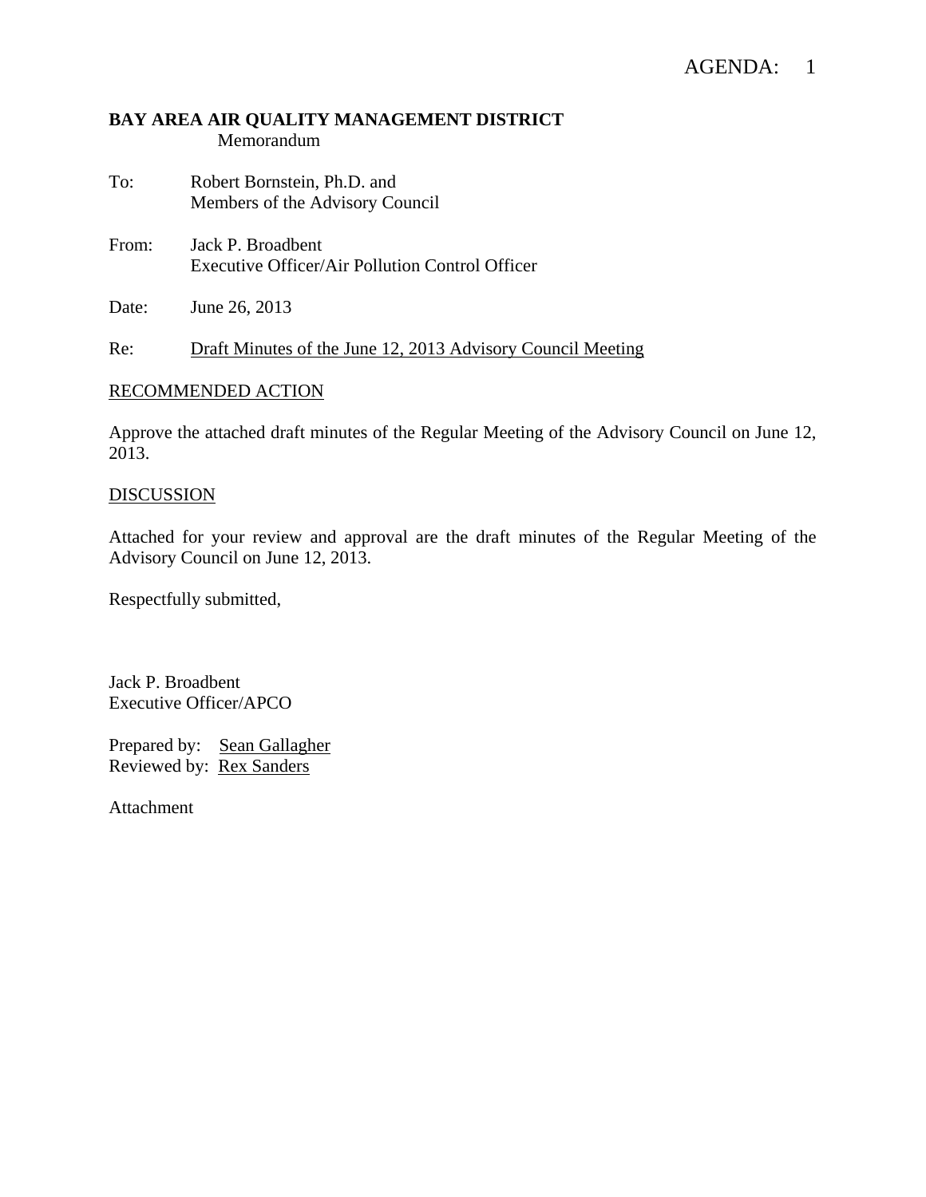AGENDA: 1

**BAY AREA AIR QUALITY MANAGEMENT DISTRICT**
Memorandum

To: Robert Bornstein, Ph.D. and
Members of the Advisory Council

From: Jack P. Broadbent
Executive Officer/Air Pollution Control Officer

Date: June 26, 2013

Re: Draft Minutes of the June 12, 2013 Advisory Council Meeting

RECOMMENDED ACTION

Approve the attached draft minutes of the Regular Meeting of the Advisory Council on June 12, 2013.

DISCUSSION

Attached for your review and approval are the draft minutes of the Regular Meeting of the Advisory Council on June 12, 2013.

Respectfully submitted,

Jack P. Broadbent
Executive Officer/APCO

Prepared by: Sean Gallagher
Reviewed by: Rex Sanders

Attachment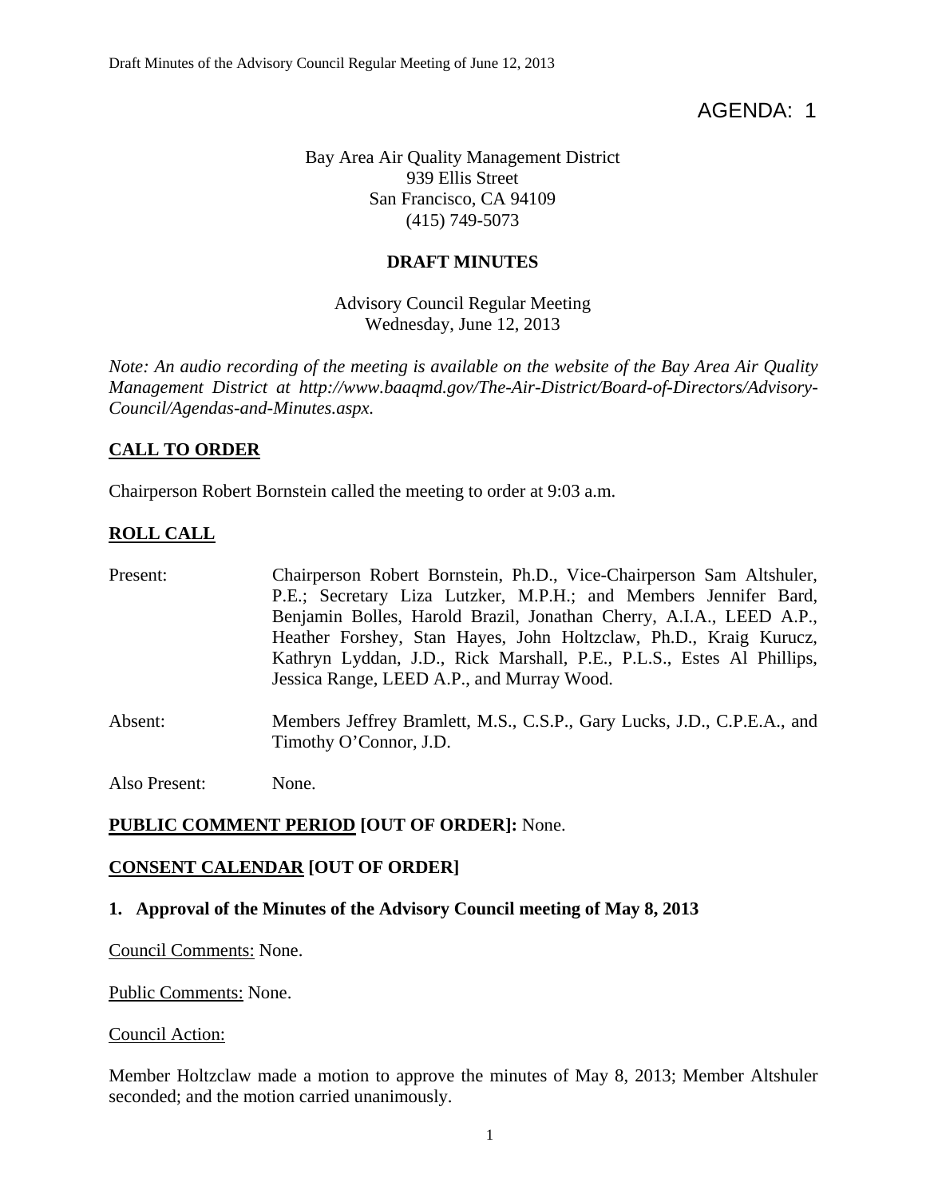AGENDA: 1

Bay Area Air Quality Management District
939 Ellis Street
San Francisco, CA 94109
(415) 749-5073

**DRAFT MINUTES**

Advisory Council Regular Meeting
Wednesday, June 12, 2013

*Note: An audio recording of the meeting is available on the website of the Bay Area Air Quality Management District at http://www.baaqmd.gov/The-Air-District/Board-of-Directors/Advisory-Council/Agendas-and-Minutes.aspx.*

## CALL TO ORDER

Chairperson Robert Bornstein called the meeting to order at 9:03 a.m.

## ROLL CALL

Present: Chairperson Robert Bornstein, Ph.D., Vice-Chairperson Sam Altshuler, P.E.; Secretary Liza Lutzker, M.P.H.; and Members Jennifer Bard, Benjamin Bolles, Harold Brazil, Jonathan Cherry, A.I.A., LEED A.P., Heather Forshey, Stan Hayes, John Holtzclaw, Ph.D., Kraig Kurucz, Kathryn Lyddan, J.D., Rick Marshall, P.E., P.L.S., Estes Al Phillips, Jessica Range, LEED A.P., and Murray Wood.

Absent: Members Jeffrey Bramlett, M.S., C.S.P., Gary Lucks, J.D., C.P.E.A., and Timothy O'Connor, J.D.

Also Present: None.

**PUBLIC COMMENT PERIOD [OUT OF ORDER]:** None.

## CONSENT CALENDAR [OUT OF ORDER]

### 1. Approval of the Minutes of the Advisory Council meeting of May 8, 2013

Council Comments: None.

Public Comments: None.

Council Action:

Member Holtzclaw made a motion to approve the minutes of May 8, 2013; Member Altshuler seconded; and the motion carried unanimously.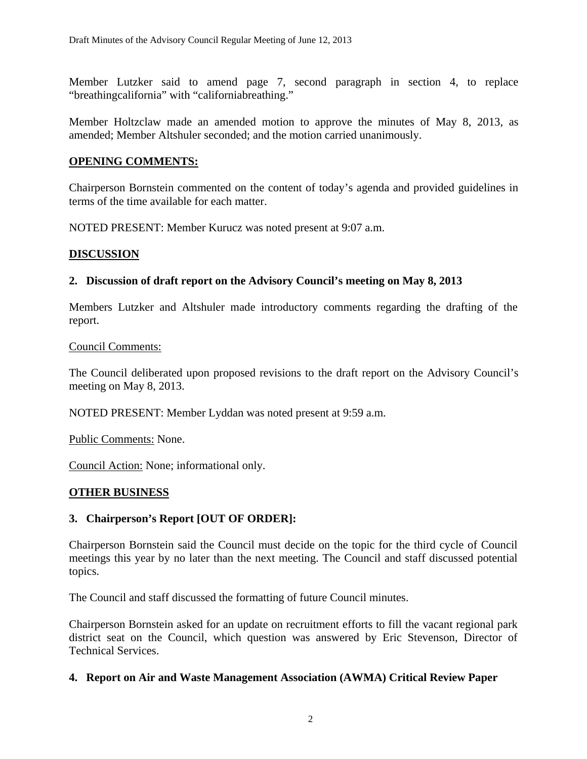Member Lutzker said to amend page 7, second paragraph in section 4, to replace "breathingcalifornia" with "californiabreathing."

Member Holtzclaw made an amended motion to approve the minutes of May 8, 2013, as amended; Member Altshuler seconded; and the motion carried unanimously.

## OPENING COMMENTS:

Chairperson Bornstein commented on the content of today's agenda and provided guidelines in terms of the time available for each matter.

NOTED PRESENT: Member Kurucz was noted present at 9:07 a.m.

## DISCUSSION

### 2. Discussion of draft report on the Advisory Council's meeting on May 8, 2013

Members Lutzker and Altshuler made introductory comments regarding the drafting of the report.

Council Comments:

The Council deliberated upon proposed revisions to the draft report on the Advisory Council's meeting on May 8, 2013.

NOTED PRESENT: Member Lyddan was noted present at 9:59 a.m.

Public Comments: None.

Council Action: None; informational only.

## OTHER BUSINESS

### 3. Chairperson's Report [OUT OF ORDER]:

Chairperson Bornstein said the Council must decide on the topic for the third cycle of Council meetings this year by no later than the next meeting. The Council and staff discussed potential topics.

The Council and staff discussed the formatting of future Council minutes.

Chairperson Bornstein asked for an update on recruitment efforts to fill the vacant regional park district seat on the Council, which question was answered by Eric Stevenson, Director of Technical Services.

### 4. Report on Air and Waste Management Association (AWMA) Critical Review Paper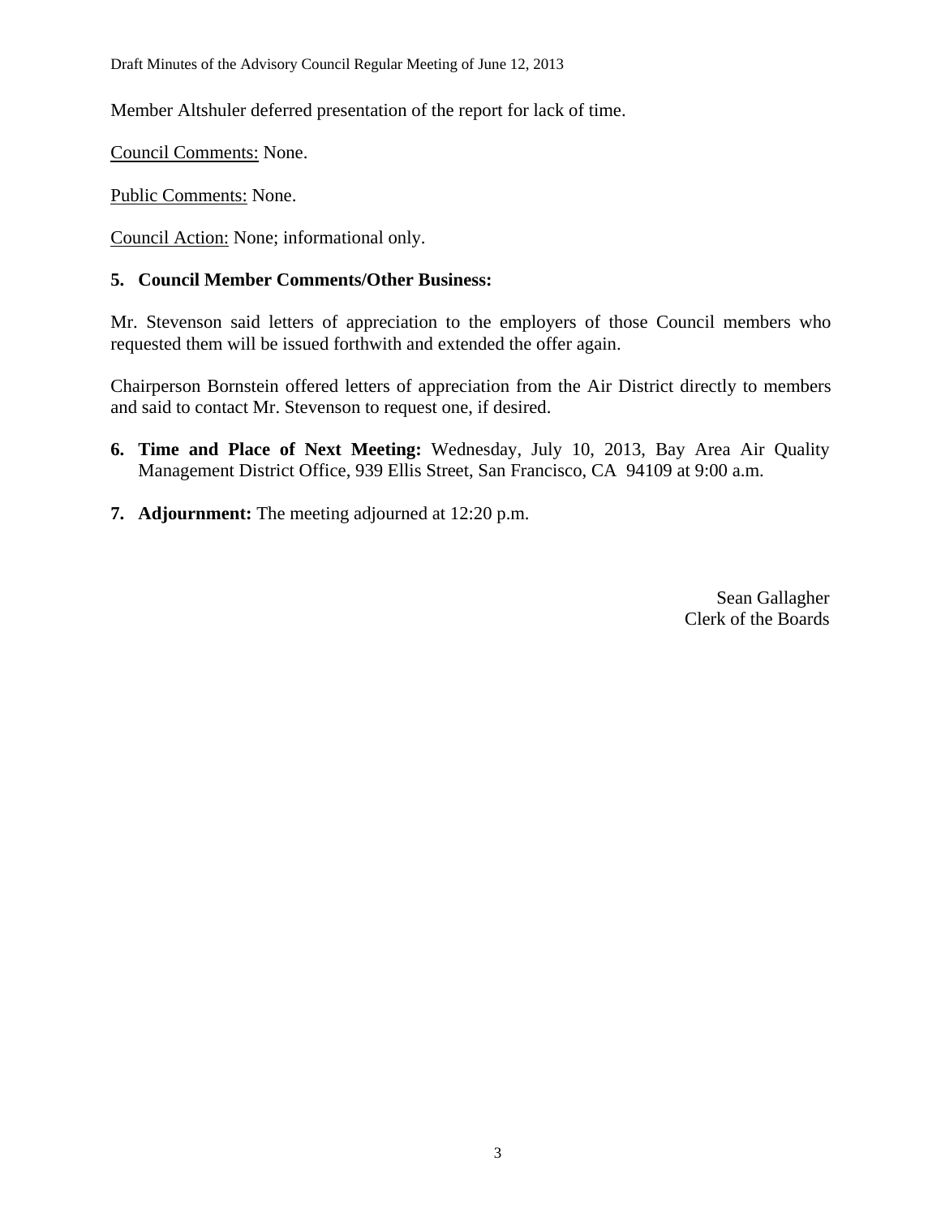Member Altshuler deferred presentation of the report for lack of time.

Council Comments: None.

Public Comments: None.

Council Action: None; informational only.

**5. Council Member Comments/Other Business:**

Mr. Stevenson said letters of appreciation to the employers of those Council members who requested them will be issued forthwith and extended the offer again.

Chairperson Bornstein offered letters of appreciation from the Air District directly to members and said to contact Mr. Stevenson to request one, if desired.

**6. Time and Place of Next Meeting:** Wednesday, July 10, 2013, Bay Area Air Quality Management District Office, 939 Ellis Street, San Francisco, CA 94109 at 9:00 a.m.

**7. Adjournment:** The meeting adjourned at 12:20 p.m.

Sean Gallagher
Clerk of the Boards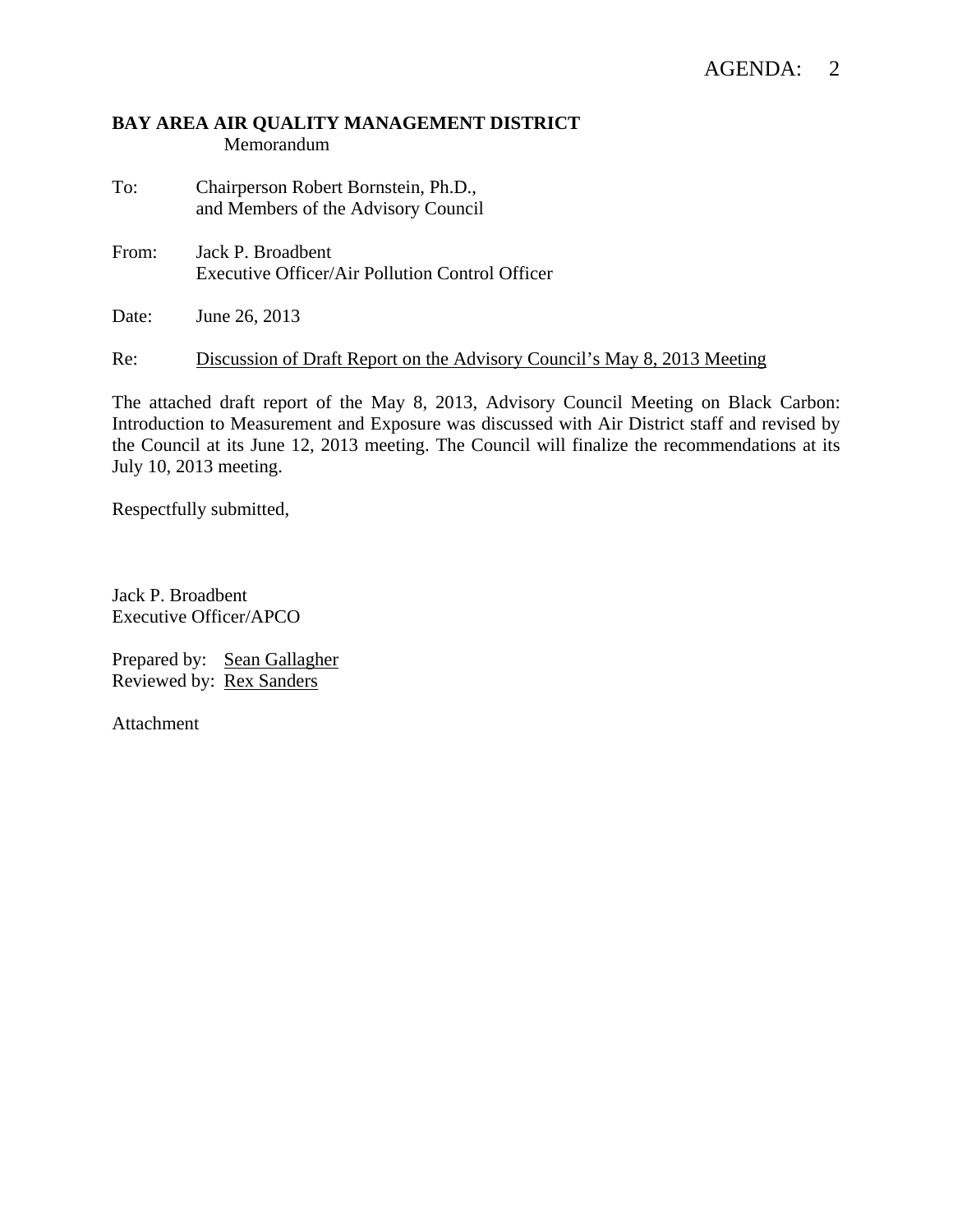AGENDA: 2

**BAY AREA AIR QUALITY MANAGEMENT DISTRICT**
Memorandum

To: Chairperson Robert Bornstein, Ph.D.,
and Members of the Advisory Council

From: Jack P. Broadbent
Executive Officer/Air Pollution Control Officer

Date: June 26, 2013

Re: Discussion of Draft Report on the Advisory Council's May 8, 2013 Meeting

The attached draft report of the May 8, 2013, Advisory Council Meeting on Black Carbon: Introduction to Measurement and Exposure was discussed with Air District staff and revised by the Council at its June 12, 2013 meeting. The Council will finalize the recommendations at its July 10, 2013 meeting.

Respectfully submitted,

Jack P. Broadbent
Executive Officer/APCO

Prepared by: Sean Gallagher
Reviewed by: Rex Sanders

Attachment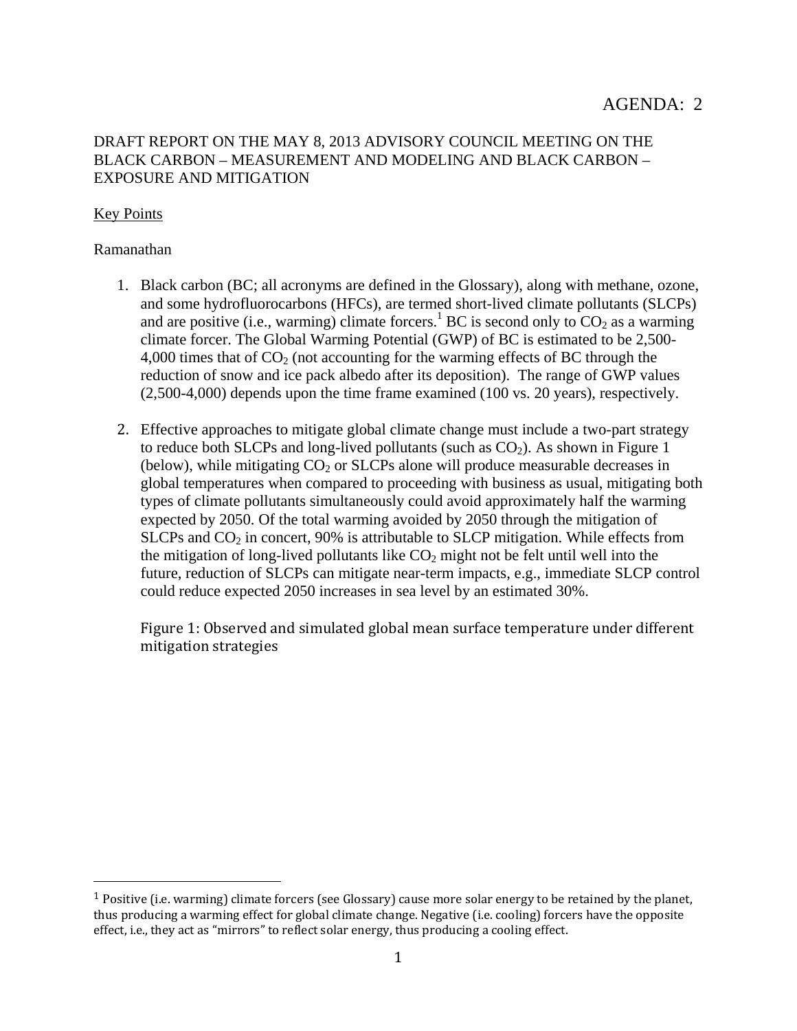AGENDA: 2

DRAFT REPORT ON THE MAY 8, 2013 ADVISORY COUNCIL MEETING ON THE BLACK CARBON – MEASUREMENT AND MODELING AND BLACK CARBON – EXPOSURE AND MITIGATION

Key Points

Ramanathan

1. Black carbon (BC; all acronyms are defined in the Glossary), along with methane, ozone, and some hydrofluorocarbons (HFCs), are termed short-lived climate pollutants (SLCPs) and are positive (i.e., warming) climate forcers.[1] BC is second only to $CO_2$ as a warming climate forcer. The Global Warming Potential (GWP) of BC is estimated to be 2,500-4,000 times that of $CO_2$ (not accounting for the warming effects of BC through the reduction of snow and ice pack albedo after its deposition). The range of GWP values (2,500-4,000) depends upon the time frame examined (100 vs. 20 years), respectively.

2. Effective approaches to mitigate global climate change must include a two-part strategy to reduce both SLCPs and long-lived pollutants (such as $CO_2$). As shown in Figure 1 (below), while mitigating $CO_2$ or SLCPs alone will produce measurable decreases in global temperatures when compared to proceeding with business as usual, mitigating both types of climate pollutants simultaneously could avoid approximately half the warming expected by 2050. Of the total warming avoided by 2050 through the mitigation of SLCPs and $CO_2$ in concert, 90% is attributable to SLCP mitigation. While effects from the mitigation of long-lived pollutants like $CO_2$ might not be felt until well into the future, reduction of SLCPs can mitigate near-term impacts, e.g., immediate SLCP control could reduce expected 2050 increases in sea level by an estimated 30%.

   Figure 1: Observed and simulated global mean surface temperature under different mitigation strategies

[1] Positive (i.e. warming) climate forcers (see Glossary) cause more solar energy to be retained by the planet, thus producing a warming effect for global climate change. Negative (i.e. cooling) forcers have the opposite effect, i.e., they act as "mirrors" to reflect solar energy, thus producing a cooling effect.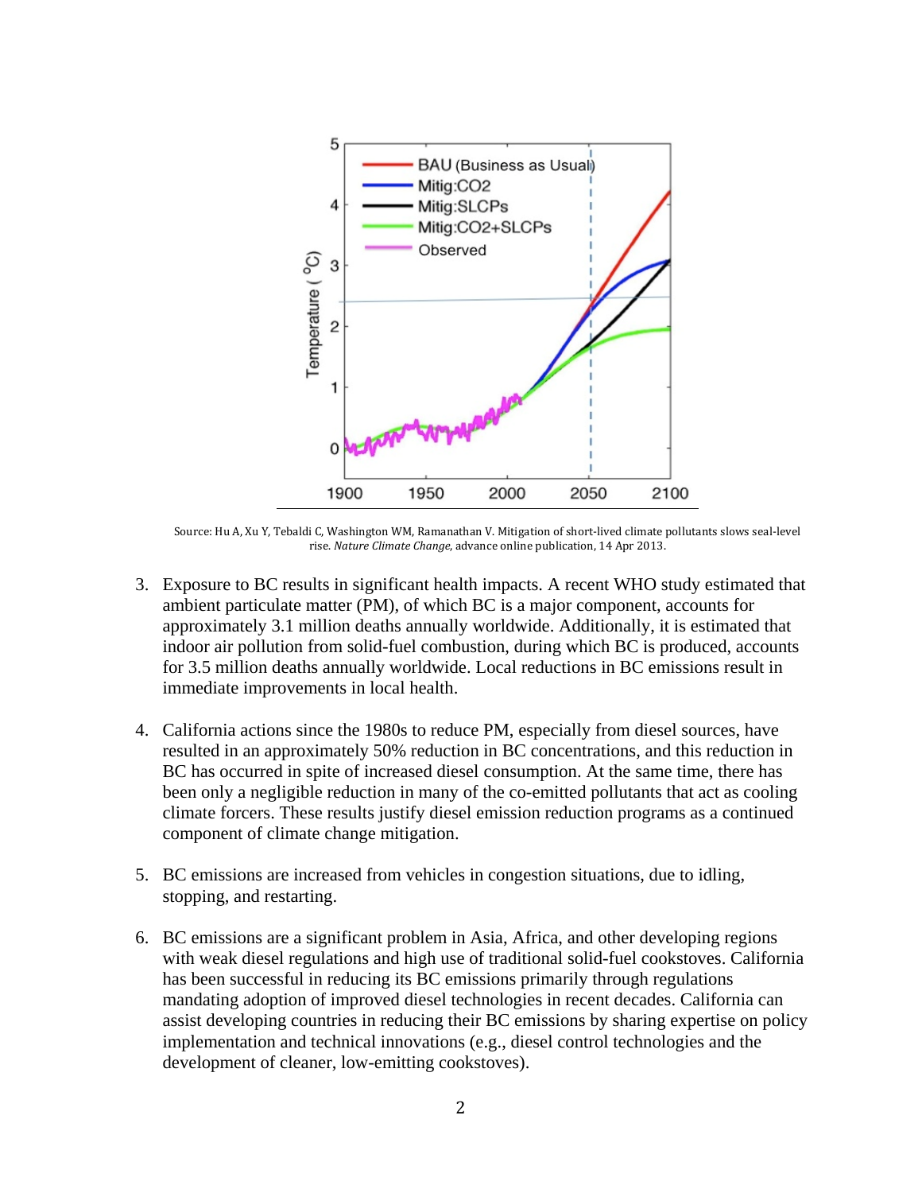Source: Hu A, Xu Y, Tebaldi C, Washington WM, Ramanathan V. Mitigation of short-lived climate pollutants slows seal-level rise. *Nature Climate Change*, advance online publication, 14 Apr 2013.

3. Exposure to BC results in significant health impacts. A recent WHO study estimated that ambient particulate matter (PM), of which BC is a major component, accounts for approximately 3.1 million deaths annually worldwide. Additionally, it is estimated that indoor air pollution from solid-fuel combustion, during which BC is produced, accounts for 3.5 million deaths annually worldwide. Local reductions in BC emissions result in immediate improvements in local health.

4. California actions since the 1980s to reduce PM, especially from diesel sources, have resulted in an approximately 50% reduction in BC concentrations, and this reduction in BC has occurred in spite of increased diesel consumption. At the same time, there has been only a negligible reduction in many of the co-emitted pollutants that act as cooling climate forcers. These results justify diesel emission reduction programs as a continued component of climate change mitigation.

5. BC emissions are increased from vehicles in congestion situations, due to idling, stopping, and restarting.

6. BC emissions are a significant problem in Asia, Africa, and other developing regions with weak diesel regulations and high use of traditional solid-fuel cookstoves. California has been successful in reducing its BC emissions primarily through regulations mandating adoption of improved diesel technologies in recent decades. California can assist developing countries in reducing their BC emissions by sharing expertise on policy implementation and technical innovations (e.g., diesel control technologies and the development of cleaner, low-emitting cookstoves).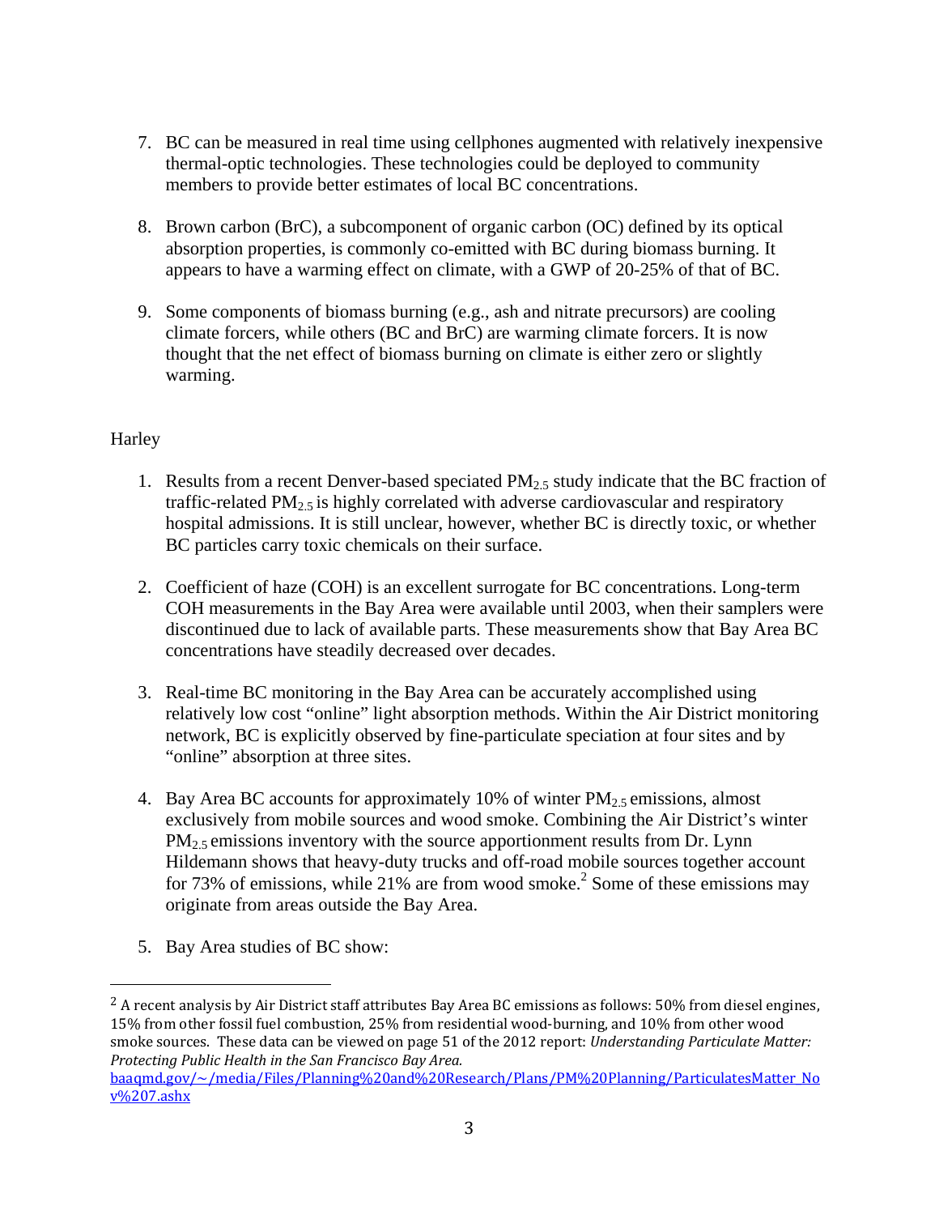7. BC can be measured in real time using cellphones augmented with relatively inexpensive thermal-optic technologies. These technologies could be deployed to community members to provide better estimates of local BC concentrations.

8. Brown carbon (BrC), a subcomponent of organic carbon (OC) defined by its optical absorption properties, is commonly co-emitted with BC during biomass burning. It appears to have a warming effect on climate, with a GWP of 20-25% of that of BC.

9. Some components of biomass burning (e.g., ash and nitrate precursors) are cooling climate forcers, while others (BC and BrC) are warming climate forcers. It is now thought that the net effect of biomass burning on climate is either zero or slightly warming.

Harley

1. Results from a recent Denver-based speciated $PM_{2.5}$ study indicate that the BC fraction of traffic-related $PM_{2.5}$ is highly correlated with adverse cardiovascular and respiratory hospital admissions. It is still unclear, however, whether BC is directly toxic, or whether BC particles carry toxic chemicals on their surface.

2. Coefficient of haze (COH) is an excellent surrogate for BC concentrations. Long-term COH measurements in the Bay Area were available until 2003, when their samplers were discontinued due to lack of available parts. These measurements show that Bay Area BC concentrations have steadily decreased over decades.

3. Real-time BC monitoring in the Bay Area can be accurately accomplished using relatively low cost "online" light absorption methods. Within the Air District monitoring network, BC is explicitly observed by fine-particulate speciation at four sites and by "online" absorption at three sites.

4. Bay Area BC accounts for approximately 10% of winter $PM_{2.5}$ emissions, almost exclusively from mobile sources and wood smoke. Combining the Air District's winter $PM_{2.5}$ emissions inventory with the source apportionment results from Dr. Lynn Hildemann shows that heavy-duty trucks and off-road mobile sources together account for 73% of emissions, while 21% are from wood smoke.[2] Some of these emissions may originate from areas outside the Bay Area.

5. Bay Area studies of BC show:

---

[2] A recent analysis by Air District staff attributes Bay Area BC emissions as follows: 50% from diesel engines, 15% from other fossil fuel combustion, 25% from residential wood-burning, and 10% from other wood smoke sources. These data can be viewed on page 51 of the 2012 report: *Understanding Particulate Matter: Protecting Public Health in the San Francisco Bay Area.* baaqmd.gov/~/media/Files/Planning%20and%20Research/Plans/PM%20Planning/ParticulatesMatter_Nov%207.ashx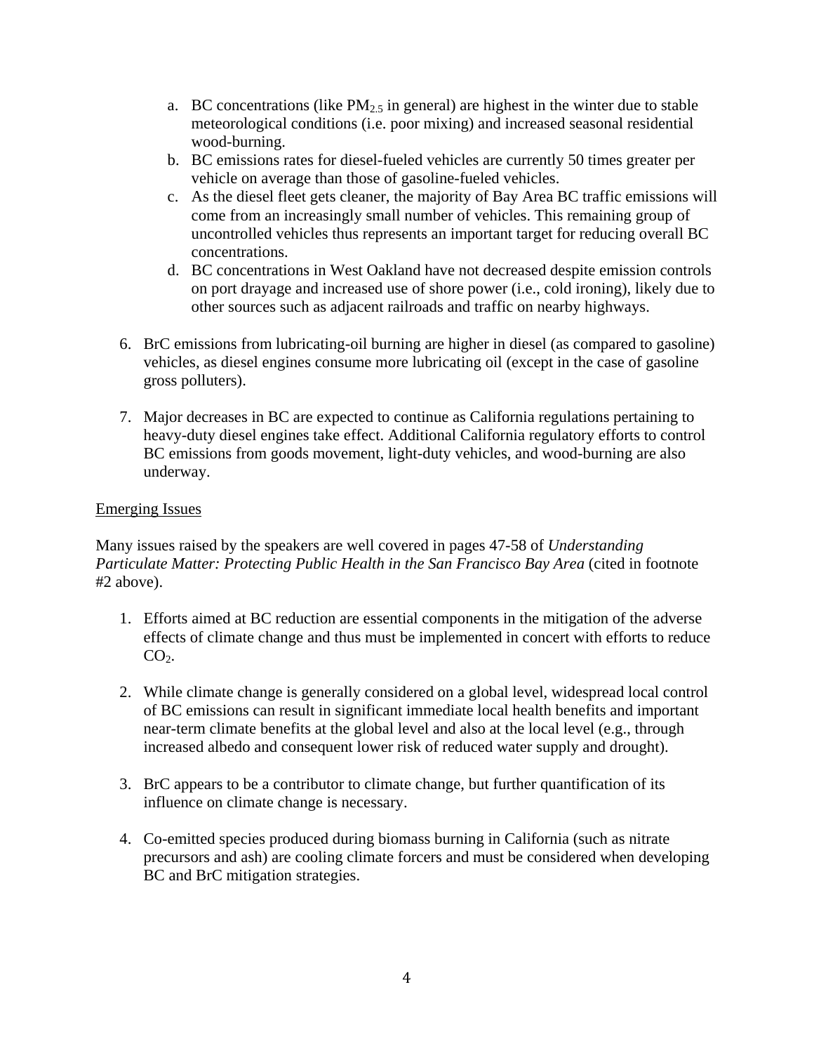a. BC concentrations (like $PM_{2.5}$ in general) are highest in the winter due to stable meteorological conditions (i.e. poor mixing) and increased seasonal residential wood-burning.
   b. BC emissions rates for diesel-fueled vehicles are currently 50 times greater per vehicle on average than those of gasoline-fueled vehicles.
   c. As the diesel fleet gets cleaner, the majority of Bay Area BC traffic emissions will come from an increasingly small number of vehicles. This remaining group of uncontrolled vehicles thus represents an important target for reducing overall BC concentrations.
   d. BC concentrations in West Oakland have not decreased despite emission controls on port drayage and increased use of shore power (i.e., cold ironing), likely due to other sources such as adjacent railroads and traffic on nearby highways.

6. BrC emissions from lubricating-oil burning are higher in diesel (as compared to gasoline) vehicles, as diesel engines consume more lubricating oil (except in the case of gasoline gross polluters).

7. Major decreases in BC are expected to continue as California regulations pertaining to heavy-duty diesel engines take effect. Additional California regulatory efforts to control BC emissions from goods movement, light-duty vehicles, and wood-burning are also underway.

<u>Emerging Issues</u>

Many issues raised by the speakers are well covered in pages 47-58 of *Understanding Particulate Matter: Protecting Public Health in the San Francisco Bay Area* (cited in footnote #2 above).

1. Efforts aimed at BC reduction are essential components in the mitigation of the adverse effects of climate change and thus must be implemented in concert with efforts to reduce $CO_2$.

2. While climate change is generally considered on a global level, widespread local control of BC emissions can result in significant immediate local health benefits and important near-term climate benefits at the global level and also at the local level (e.g., through increased albedo and consequent lower risk of reduced water supply and drought).

3. BrC appears to be a contributor to climate change, but further quantification of its influence on climate change is necessary.

4. Co-emitted species produced during biomass burning in California (such as nitrate precursors and ash) are cooling climate forcers and must be considered when developing BC and BrC mitigation strategies.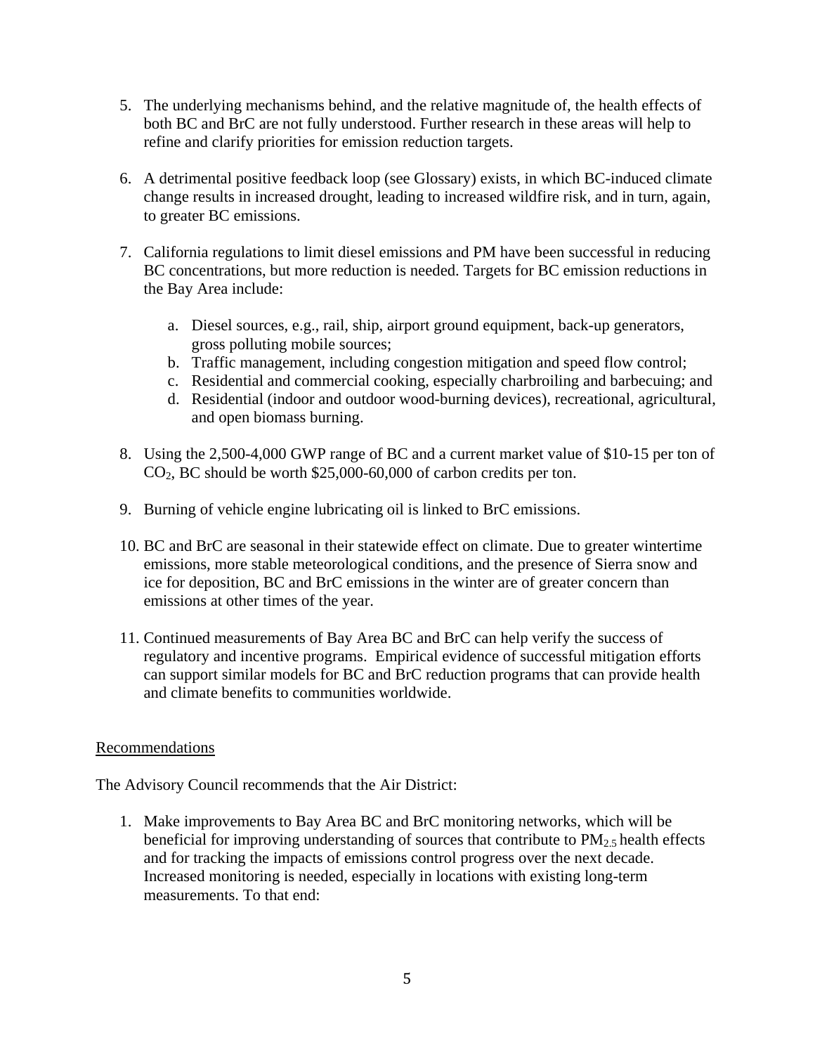5. The underlying mechanisms behind, and the relative magnitude of, the health effects of both BC and BrC are not fully understood. Further research in these areas will help to refine and clarify priorities for emission reduction targets.

6. A detrimental positive feedback loop (see Glossary) exists, in which BC-induced climate change results in increased drought, leading to increased wildfire risk, and in turn, again, to greater BC emissions.

7. California regulations to limit diesel emissions and PM have been successful in reducing BC concentrations, but more reduction is needed. Targets for BC emission reductions in the Bay Area include:

    a. Diesel sources, e.g., rail, ship, airport ground equipment, back-up generators, gross polluting mobile sources;
    b. Traffic management, including congestion mitigation and speed flow control;
    c. Residential and commercial cooking, especially charbroiling and barbecuing; and
    d. Residential (indoor and outdoor wood-burning devices), recreational, agricultural, and open biomass burning.

8. Using the 2,500-4,000 GWP range of BC and a current market value of $10-15 per ton of $CO_2$, BC should be worth $25,000-60,000 of carbon credits per ton.

9. Burning of vehicle engine lubricating oil is linked to BrC emissions.

10. BC and BrC are seasonal in their statewide effect on climate. Due to greater wintertime emissions, more stable meteorological conditions, and the presence of Sierra snow and ice for deposition, BC and BrC emissions in the winter are of greater concern than emissions at other times of the year.

11. Continued measurements of Bay Area BC and BrC can help verify the success of regulatory and incentive programs. Empirical evidence of successful mitigation efforts can support similar models for BC and BrC reduction programs that can provide health and climate benefits to communities worldwide.

## Recommendations

The Advisory Council recommends that the Air District:

1. Make improvements to Bay Area BC and BrC monitoring networks, which will be beneficial for improving understanding of sources that contribute to $PM_{2.5}$ health effects and for tracking the impacts of emissions control progress over the next decade. Increased monitoring is needed, especially in locations with existing long-term measurements. To that end: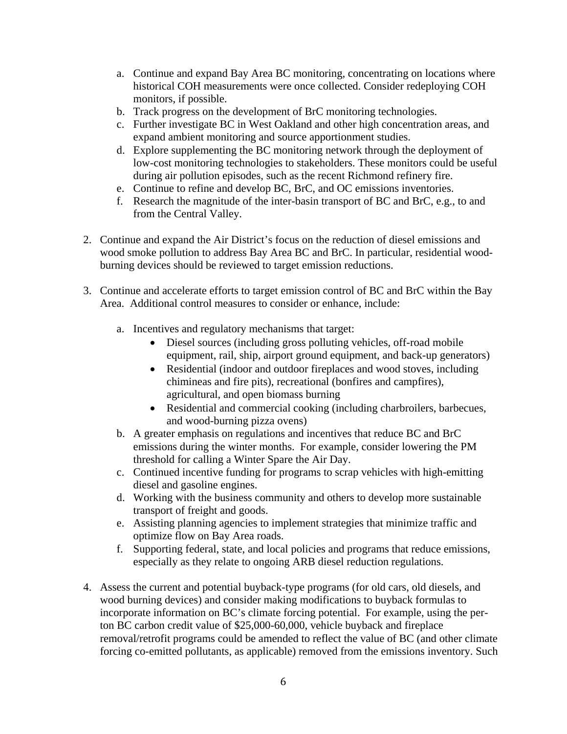a. Continue and expand Bay Area BC monitoring, concentrating on locations where historical COH measurements were once collected. Consider redeploying COH monitors, if possible.
   b. Track progress on the development of BrC monitoring technologies.
   c. Further investigate BC in West Oakland and other high concentration areas, and expand ambient monitoring and source apportionment studies.
   d. Explore supplementing the BC monitoring network through the deployment of low-cost monitoring technologies to stakeholders. These monitors could be useful during air pollution episodes, such as the recent Richmond refinery fire.
   e. Continue to refine and develop BC, BrC, and OC emissions inventories.
   f. Research the magnitude of the inter-basin transport of BC and BrC, e.g., to and from the Central Valley.

2. Continue and expand the Air District's focus on the reduction of diesel emissions and wood smoke pollution to address Bay Area BC and BrC. In particular, residential wood-burning devices should be reviewed to target emission reductions.

3. Continue and accelerate efforts to target emission control of BC and BrC within the Bay Area. Additional control measures to consider or enhance, include:

   a. Incentives and regulatory mechanisms that target:
      - Diesel sources (including gross polluting vehicles, off-road mobile equipment, rail, ship, airport ground equipment, and back-up generators)
      - Residential (indoor and outdoor fireplaces and wood stoves, including chimineas and fire pits), recreational (bonfires and campfires), agricultural, and open biomass burning
      - Residential and commercial cooking (including charbroilers, barbecues, and wood-burning pizza ovens)
   b. A greater emphasis on regulations and incentives that reduce BC and BrC emissions during the winter months. For example, consider lowering the PM threshold for calling a Winter Spare the Air Day.
   c. Continued incentive funding for programs to scrap vehicles with high-emitting diesel and gasoline engines.
   d. Working with the business community and others to develop more sustainable transport of freight and goods.
   e. Assisting planning agencies to implement strategies that minimize traffic and optimize flow on Bay Area roads.
   f. Supporting federal, state, and local policies and programs that reduce emissions, especially as they relate to ongoing ARB diesel reduction regulations.

4. Assess the current and potential buyback-type programs (for old cars, old diesels, and wood burning devices) and consider making modifications to buyback formulas to incorporate information on BC's climate forcing potential. For example, using the per-ton BC carbon credit value of $25,000-60,000, vehicle buyback and fireplace removal/retrofit programs could be amended to reflect the value of BC (and other climate forcing co-emitted pollutants, as applicable) removed from the emissions inventory. Such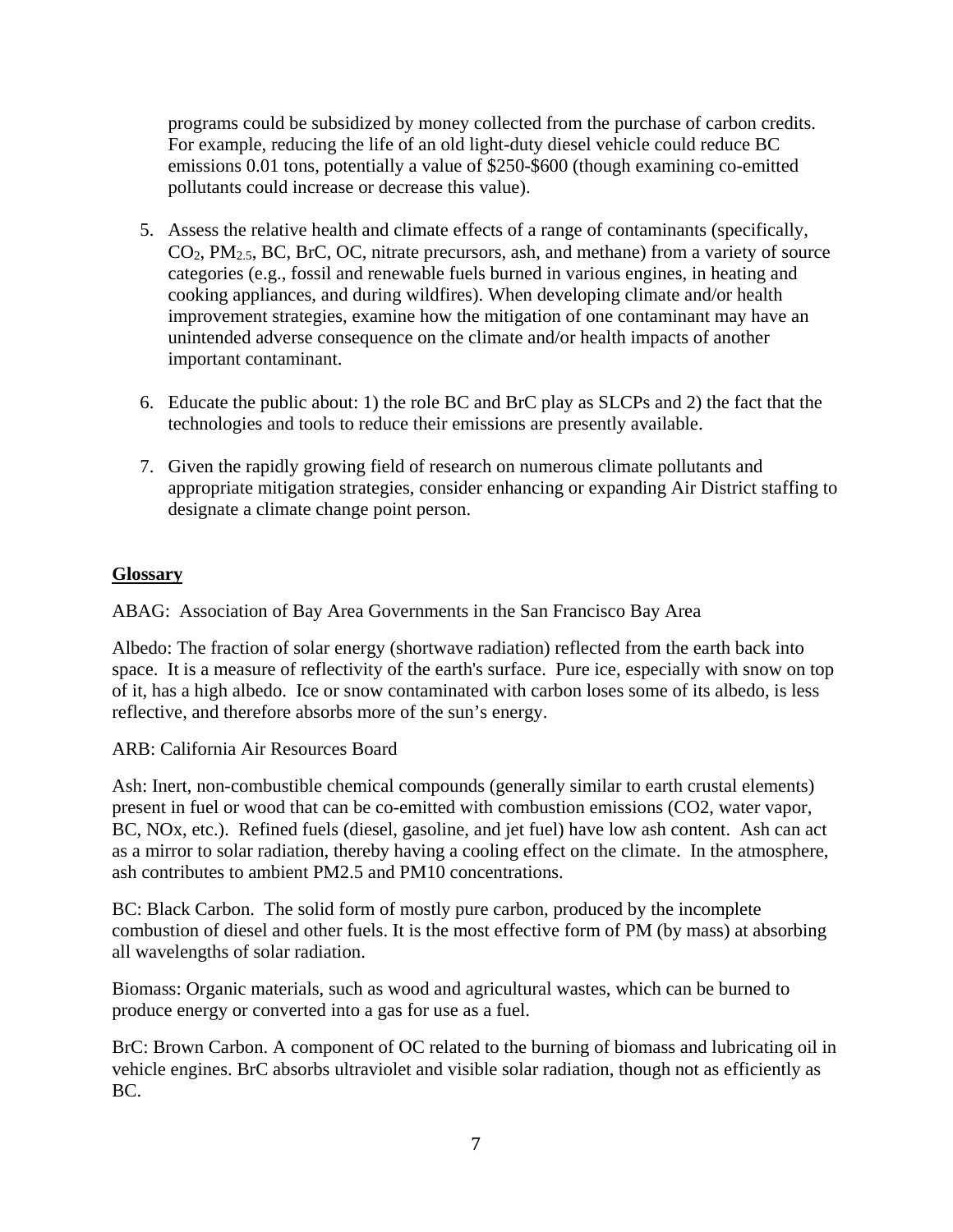programs could be subsidized by money collected from the purchase of carbon credits. For example, reducing the life of an old light-duty diesel vehicle could reduce BC emissions 0.01 tons, potentially a value of $250-$600 (though examining co-emitted pollutants could increase or decrease this value).

5. Assess the relative health and climate effects of a range of contaminants (specifically, $CO_2$, $PM_{2.5}$, BC, BrC, OC, nitrate precursors, ash, and methane) from a variety of source categories (e.g., fossil and renewable fuels burned in various engines, in heating and cooking appliances, and during wildfires). When developing climate and/or health improvement strategies, examine how the mitigation of one contaminant may have an unintended adverse consequence on the climate and/or health impacts of another important contaminant.

6. Educate the public about: 1) the role BC and BrC play as SLCPs and 2) the fact that the technologies and tools to reduce their emissions are presently available.

7. Given the rapidly growing field of research on numerous climate pollutants and appropriate mitigation strategies, consider enhancing or expanding Air District staffing to designate a climate change point person.

## Glossary

ABAG: Association of Bay Area Governments in the San Francisco Bay Area

Albedo: The fraction of solar energy (shortwave radiation) reflected from the earth back into space. It is a measure of reflectivity of the earth's surface. Pure ice, especially with snow on top of it, has a high albedo. Ice or snow contaminated with carbon loses some of its albedo, is less reflective, and therefore absorbs more of the sun's energy.

ARB: California Air Resources Board

Ash: Inert, non-combustible chemical compounds (generally similar to earth crustal elements) present in fuel or wood that can be co-emitted with combustion emissions (CO2, water vapor, BC, NOx, etc.). Refined fuels (diesel, gasoline, and jet fuel) have low ash content. Ash can act as a mirror to solar radiation, thereby having a cooling effect on the climate. In the atmosphere, ash contributes to ambient PM2.5 and PM10 concentrations.

BC: Black Carbon. The solid form of mostly pure carbon, produced by the incomplete combustion of diesel and other fuels. It is the most effective form of PM (by mass) at absorbing all wavelengths of solar radiation.

Biomass: Organic materials, such as wood and agricultural wastes, which can be burned to produce energy or converted into a gas for use as a fuel.

BrC: Brown Carbon. A component of OC related to the burning of biomass and lubricating oil in vehicle engines. BrC absorbs ultraviolet and visible solar radiation, though not as efficiently as BC.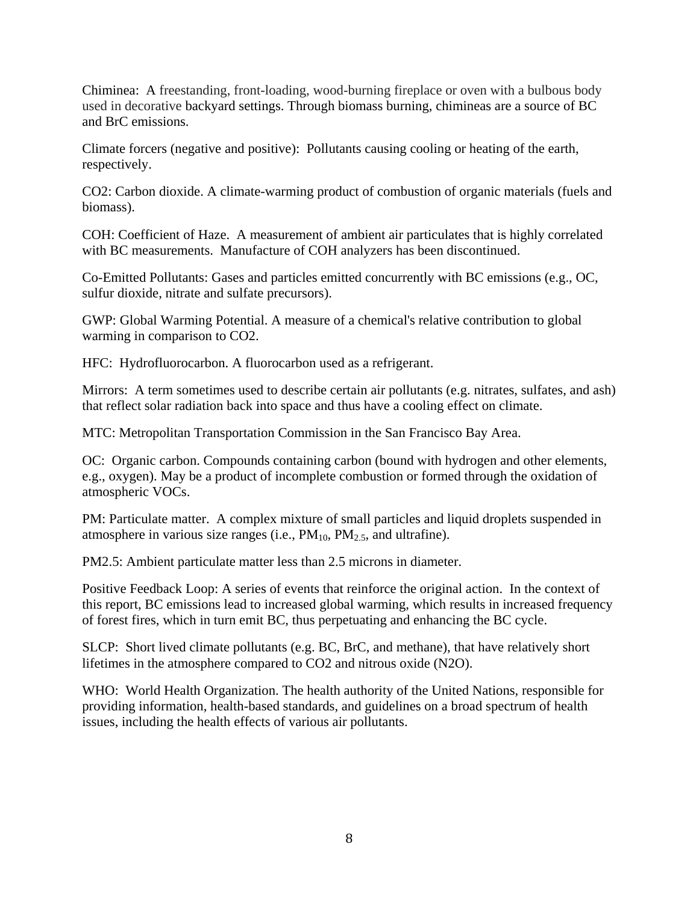Chiminea: A freestanding, front-loading, wood-burning fireplace or oven with a bulbous body used in decorative backyard settings. Through biomass burning, chimineas are a source of BC and BrC emissions.

Climate forcers (negative and positive): Pollutants causing cooling or heating of the earth, respectively.

CO2: Carbon dioxide. A climate-warming product of combustion of organic materials (fuels and biomass).

COH: Coefficient of Haze. A measurement of ambient air particulates that is highly correlated with BC measurements. Manufacture of COH analyzers has been discontinued.

Co-Emitted Pollutants: Gases and particles emitted concurrently with BC emissions (e.g., OC, sulfur dioxide, nitrate and sulfate precursors).

GWP: Global Warming Potential. A measure of a chemical's relative contribution to global warming in comparison to CO2.

HFC: Hydrofluorocarbon. A fluorocarbon used as a refrigerant.

Mirrors: A term sometimes used to describe certain air pollutants (e.g. nitrates, sulfates, and ash) that reflect solar radiation back into space and thus have a cooling effect on climate.

MTC: Metropolitan Transportation Commission in the San Francisco Bay Area.

OC: Organic carbon. Compounds containing carbon (bound with hydrogen and other elements, e.g., oxygen). May be a product of incomplete combustion or formed through the oxidation of atmospheric VOCs.

PM: Particulate matter. A complex mixture of small particles and liquid droplets suspended in atmosphere in various size ranges (i.e., $PM_{10}$, $PM_{2.5}$, and ultrafine).

PM2.5: Ambient particulate matter less than 2.5 microns in diameter.

Positive Feedback Loop: A series of events that reinforce the original action. In the context of this report, BC emissions lead to increased global warming, which results in increased frequency of forest fires, which in turn emit BC, thus perpetuating and enhancing the BC cycle.

SLCP: Short lived climate pollutants (e.g. BC, BrC, and methane), that have relatively short lifetimes in the atmosphere compared to CO2 and nitrous oxide (N2O).

WHO: World Health Organization. The health authority of the United Nations, responsible for providing information, health-based standards, and guidelines on a broad spectrum of health issues, including the health effects of various air pollutants.